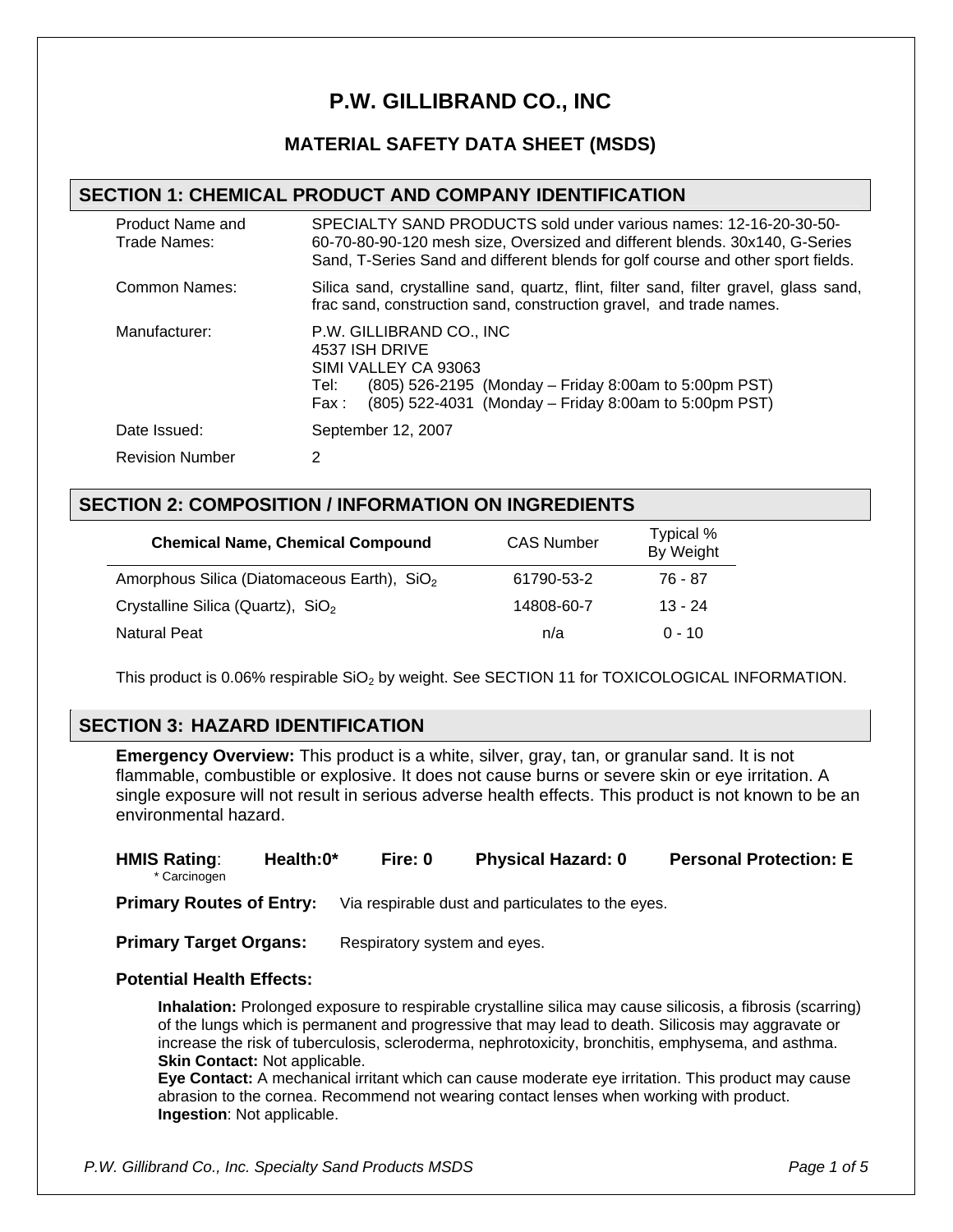# P.W. GILLIBRAND CO., INC

## MATERIAL SAFETY DATA SHEET (MSDS)

## SECTION 1: CHEMICAL PRODUCT AND COMPANY IDENTIFICATION

| | |
|---|---|
| Product Name and Trade Names: | SPECIALTY SAND PRODUCTS sold under various names: 12-16-20-30-50-60-70-80-90-120 mesh size, Oversized and different blends. 30x140, G-Series Sand, T-Series Sand and different blends for golf course and other sport fields. |
| Common Names: | Silica sand, crystalline sand, quartz, flint, filter sand, filter gravel, glass sand, frac sand, construction sand, construction gravel, and trade names. |
| Manufacturer: | P.W. GILLIBRAND CO., INC<br>4537 ISH DRIVE<br>SIMI VALLEY CA 93063<br>Tel: (805) 526-2195 (Monday – Friday 8:00am to 5:00pm PST)<br>Fax : (805) 522-4031 (Monday – Friday 8:00am to 5:00pm PST) |
| Date Issued: | September 12, 2007 |
| Revision Number | 2 |

## SECTION 2: COMPOSITION / INFORMATION ON INGREDIENTS

| Chemical Name, Chemical Compound | CAS Number | Typical % By Weight |
|---|---|---|
| Amorphous Silica (Diatomaceous Earth), $SiO_2$ | 61790-53-2 | 76 - 87 |
| Crystalline Silica (Quartz), $SiO_2$ | 14808-60-7 | 13 - 24 |
| Natural Peat | n/a | 0 - 10 |

This product is 0.06% respirable $SiO_2$ by weight. See SECTION 11 for TOXICOLOGICAL INFORMATION.

## SECTION 3: HAZARD IDENTIFICATION

**Emergency Overview:** This product is a white, silver, gray, tan, or granular sand. It is not flammable, combustible or explosive. It does not cause burns or severe skin or eye irritation. A single exposure will not result in serious adverse health effects. This product is not known to be an environmental hazard.

**HMIS Rating**: **Health:0*** **Fire: 0** **Physical Hazard: 0** **Personal Protection: E**

\* Carcinogen

**Primary Routes of Entry:** Via respirable dust and particulates to the eyes.

**Primary Target Organs:** Respiratory system and eyes.

**Potential Health Effects:**

**Inhalation:** Prolonged exposure to respirable crystalline silica may cause silicosis, a fibrosis (scarring) of the lungs which is permanent and progressive that may lead to death. Silicosis may aggravate or increase the risk of tuberculosis, scleroderma, nephrotoxicity, bronchitis, emphysema, and asthma.
**Skin Contact:** Not applicable.
**Eye Contact:** A mechanical irritant which can cause moderate eye irritation. This product may cause abrasion to the cornea. Recommend not wearing contact lenses when working with product.
**Ingestion**: Not applicable.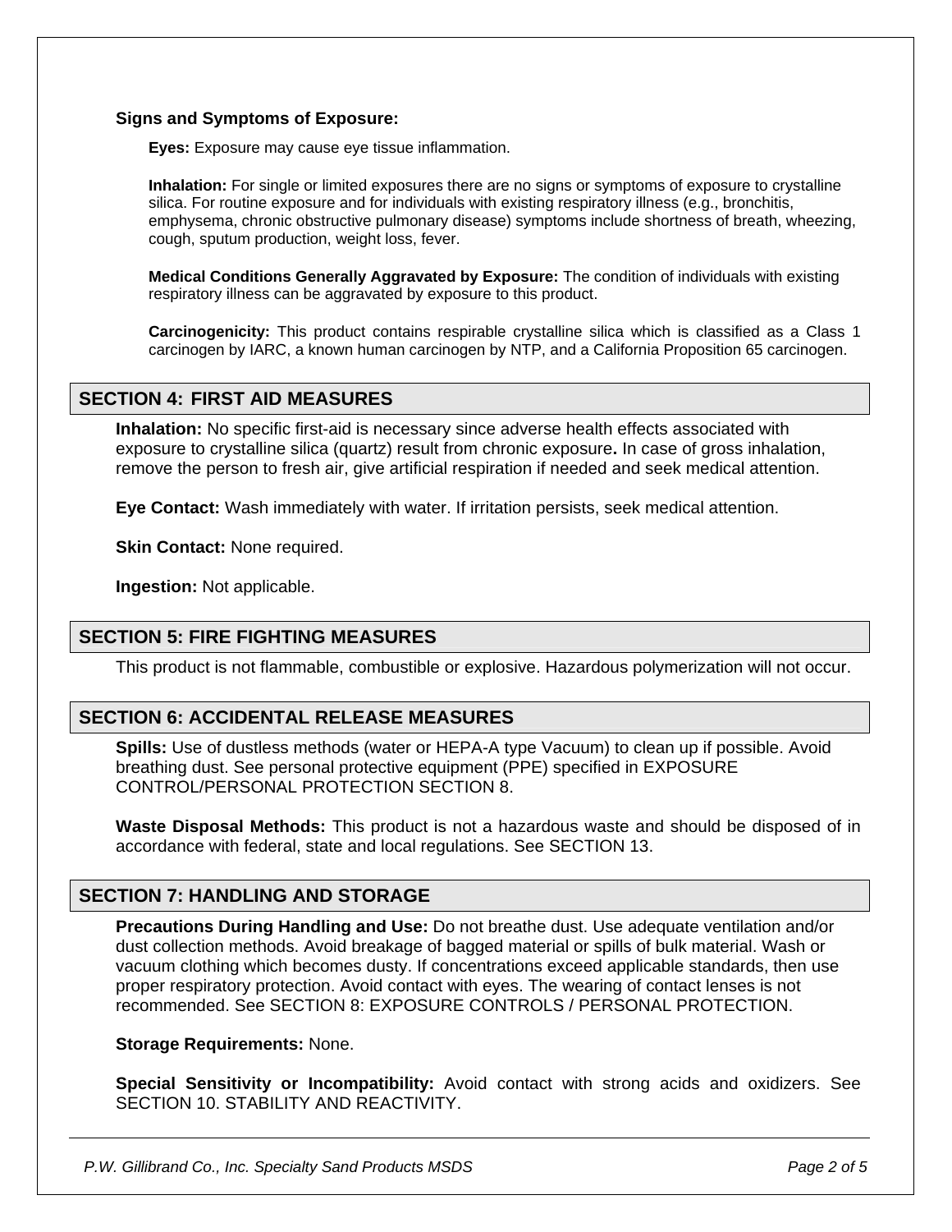**Signs and Symptoms of Exposure:**

**Eyes:** Exposure may cause eye tissue inflammation.

**Inhalation:** For single or limited exposures there are no signs or symptoms of exposure to crystalline silica. For routine exposure and for individuals with existing respiratory illness (e.g., bronchitis, emphysema, chronic obstructive pulmonary disease) symptoms include shortness of breath, wheezing, cough, sputum production, weight loss, fever.

**Medical Conditions Generally Aggravated by Exposure:** The condition of individuals with existing respiratory illness can be aggravated by exposure to this product.

**Carcinogenicity:** This product contains respirable crystalline silica which is classified as a Class 1 carcinogen by IARC, a known human carcinogen by NTP, and a California Proposition 65 carcinogen.

## SECTION 4: FIRST AID MEASURES

**Inhalation:** No specific first-aid is necessary since adverse health effects associated with exposure to crystalline silica (quartz) result from chronic exposure**.** In case of gross inhalation, remove the person to fresh air, give artificial respiration if needed and seek medical attention.

**Eye Contact:** Wash immediately with water. If irritation persists, seek medical attention.

**Skin Contact:** None required.

**Ingestion:** Not applicable.

## SECTION 5: FIRE FIGHTING MEASURES

This product is not flammable, combustible or explosive. Hazardous polymerization will not occur.

## SECTION 6: ACCIDENTAL RELEASE MEASURES

**Spills:** Use of dustless methods (water or HEPA-A type Vacuum) to clean up if possible. Avoid breathing dust. See personal protective equipment (PPE) specified in EXPOSURE CONTROL/PERSONAL PROTECTION SECTION 8.

**Waste Disposal Methods:** This product is not a hazardous waste and should be disposed of in accordance with federal, state and local regulations. See SECTION 13.

## SECTION 7: HANDLING AND STORAGE

**Precautions During Handling and Use:** Do not breathe dust. Use adequate ventilation and/or dust collection methods. Avoid breakage of bagged material or spills of bulk material. Wash or vacuum clothing which becomes dusty. If concentrations exceed applicable standards, then use proper respiratory protection. Avoid contact with eyes. The wearing of contact lenses is not recommended. See SECTION 8: EXPOSURE CONTROLS / PERSONAL PROTECTION.

**Storage Requirements:** None.

**Special Sensitivity or Incompatibility:** Avoid contact with strong acids and oxidizers. See SECTION 10. STABILITY AND REACTIVITY.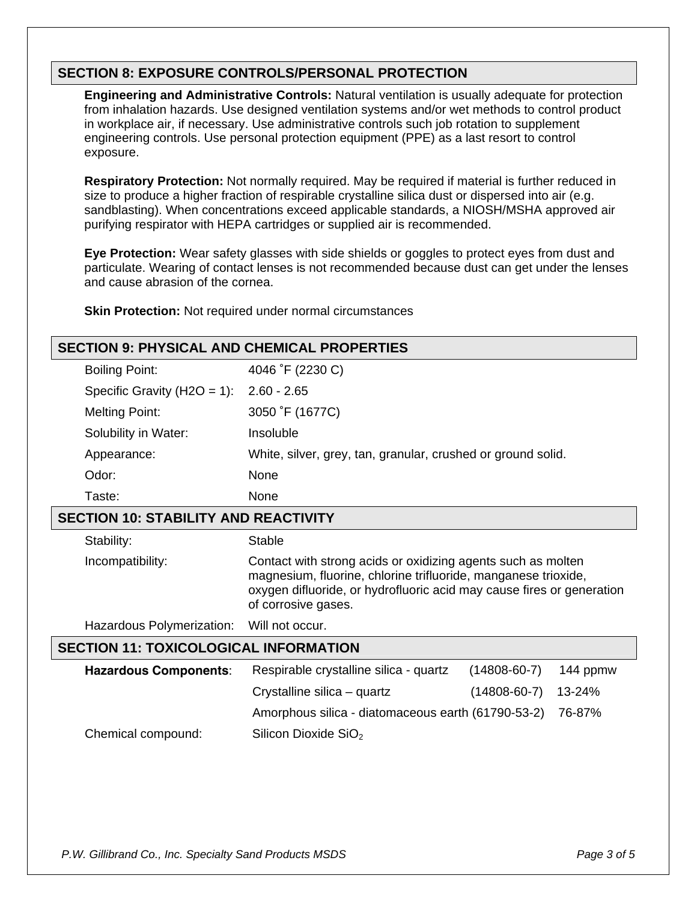## SECTION 8: EXPOSURE CONTROLS/PERSONAL PROTECTION

**Engineering and Administrative Controls:** Natural ventilation is usually adequate for protection from inhalation hazards. Use designed ventilation systems and/or wet methods to control product in workplace air, if necessary. Use administrative controls such job rotation to supplement engineering controls. Use personal protection equipment (PPE) as a last resort to control exposure.

**Respiratory Protection:** Not normally required. May be required if material is further reduced in size to produce a higher fraction of respirable crystalline silica dust or dispersed into air (e.g. sandblasting). When concentrations exceed applicable standards, a NIOSH/MSHA approved air purifying respirator with HEPA cartridges or supplied air is recommended.

**Eye Protection:** Wear safety glasses with side shields or goggles to protect eyes from dust and particulate. Wearing of contact lenses is not recommended because dust can get under the lenses and cause abrasion of the cornea.

**Skin Protection:** Not required under normal circumstances

## SECTION 9: PHYSICAL AND CHEMICAL PROPERTIES

| | |
|---|---|
| Boiling Point: | 4046 ˚F (2230 C) |
| Specific Gravity (H2O = 1): | 2.60 - 2.65 |
| Melting Point: | 3050 ˚F (1677C) |
| Solubility in Water: | Insoluble |
| Appearance: | White, silver, grey, tan, granular, crushed or ground solid. |
| Odor: | None |
| Taste: | None |

## SECTION 10: STABILITY AND REACTIVITY

| | |
|---|---|
| Stability: | Stable |
| Incompatibility: | Contact with strong acids or oxidizing agents such as molten magnesium, fluorine, chlorine trifluoride, manganese trioxide, oxygen difluoride, or hydrofluoric acid may cause fires or generation of corrosive gases. |
| Hazardous Polymerization: | Will not occur. |

## SECTION 11: TOXICOLOGICAL INFORMATION

| | | | |
|---|---|---|---|
| **Hazardous Components**: | Respirable crystalline silica - quartz | (14808-60-7) | 144 ppmw |
| | Crystalline silica – quartz | (14808-60-7) | 13-24% |
| | Amorphous silica - diatomaceous earth | (61790-53-2) | 76-87% |
| Chemical compound: | Silicon Dioxide $SiO_2$ | | |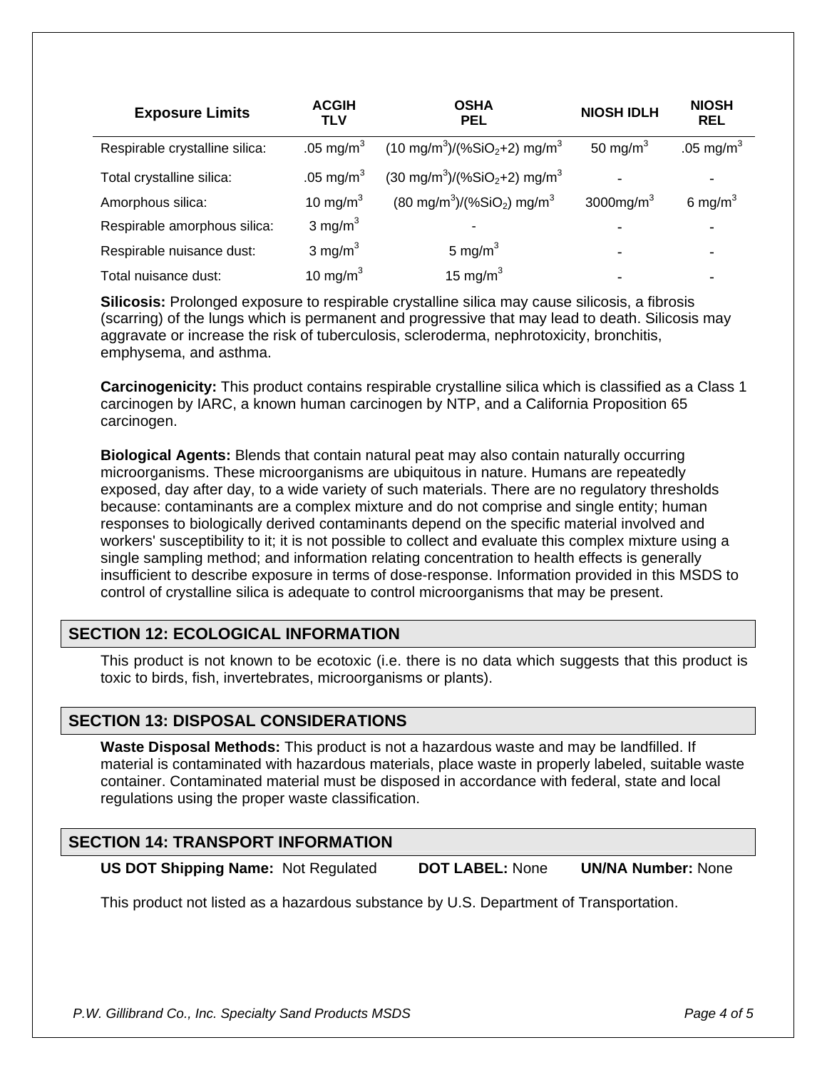| Exposure Limits | ACGIH TLV | OSHA PEL | NIOSH IDLH | NIOSH REL |
|---|---|---|---|---|
| Respirable crystalline silica: | .05 $mg/m^3$ | $(10\ mg/m^3)/(\%SiO_2+2)\ mg/m^3$ | 50 $mg/m^3$ | .05 $mg/m^3$ |
| Total crystalline silica: | .05 $mg/m^3$ | $(30\ mg/m^3)/(\%SiO_2+2)\ mg/m^3$ | - | - |
| Amorphous silica: | 10 $mg/m^3$ | $(80\ mg/m^3)/(\%SiO_2)\ mg/m^3$ | 3000$mg/m^3$ | 6 $mg/m^3$ |
| Respirable amorphous silica: | 3 $mg/m^3$ | - | - | - |
| Respirable nuisance dust: | 3 $mg/m^3$ | 5 $mg/m^3$ | - | - |
| Total nuisance dust: | 10 $mg/m^3$ | 15 $mg/m^3$ | - | - |

**Silicosis:** Prolonged exposure to respirable crystalline silica may cause silicosis, a fibrosis (scarring) of the lungs which is permanent and progressive that may lead to death. Silicosis may aggravate or increase the risk of tuberculosis, scleroderma, nephrotoxicity, bronchitis, emphysema, and asthma.

**Carcinogenicity:** This product contains respirable crystalline silica which is classified as a Class 1 carcinogen by IARC, a known human carcinogen by NTP, and a California Proposition 65 carcinogen.

**Biological Agents:** Blends that contain natural peat may also contain naturally occurring microorganisms. These microorganisms are ubiquitous in nature. Humans are repeatedly exposed, day after day, to a wide variety of such materials. There are no regulatory thresholds because: contaminants are a complex mixture and do not comprise and single entity; human responses to biologically derived contaminants depend on the specific material involved and workers' susceptibility to it; it is not possible to collect and evaluate this complex mixture using a single sampling method; and information relating concentration to health effects is generally insufficient to describe exposure in terms of dose-response. Information provided in this MSDS to control of crystalline silica is adequate to control microorganisms that may be present.

## SECTION 12: ECOLOGICAL INFORMATION

This product is not known to be ecotoxic (i.e. there is no data which suggests that this product is toxic to birds, fish, invertebrates, microorganisms or plants).

## SECTION 13: DISPOSAL CONSIDERATIONS

**Waste Disposal Methods:** This product is not a hazardous waste and may be landfilled. If material is contaminated with hazardous materials, place waste in properly labeled, suitable waste container. Contaminated material must be disposed in accordance with federal, state and local regulations using the proper waste classification.

## SECTION 14: TRANSPORT INFORMATION

**US DOT Shipping Name:** Not Regulated **DOT LABEL:** None **UN/NA Number:** None

This product not listed as a hazardous substance by U.S. Department of Transportation.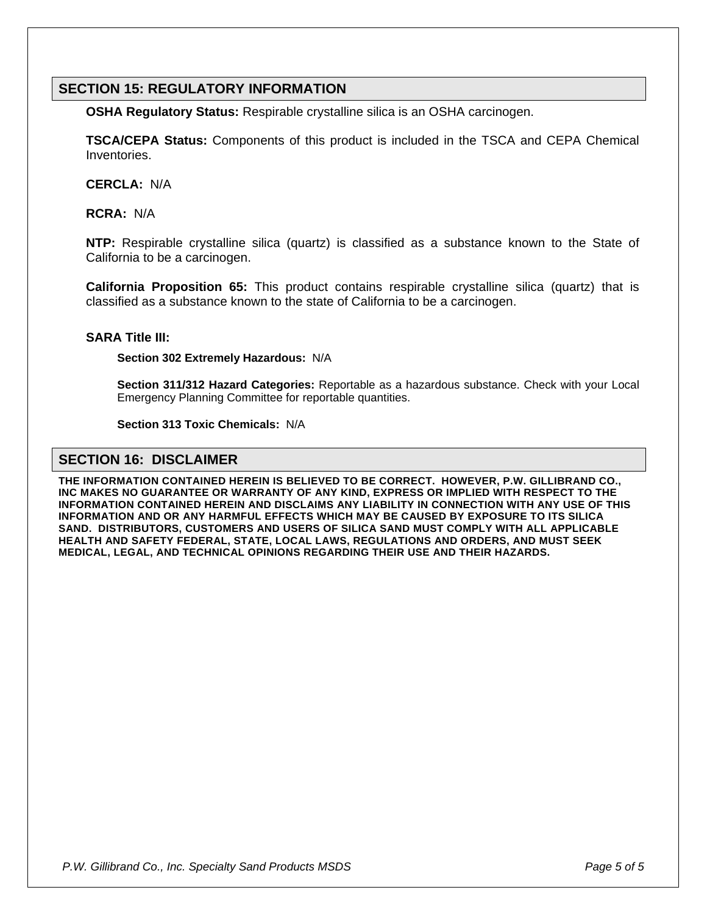## SECTION 15: REGULATORY INFORMATION

**OSHA Regulatory Status:** Respirable crystalline silica is an OSHA carcinogen.

**TSCA/CEPA Status:** Components of this product is included in the TSCA and CEPA Chemical Inventories.

**CERCLA:** N/A

**RCRA:** N/A

**NTP:** Respirable crystalline silica (quartz) is classified as a substance known to the State of California to be a carcinogen.

**California Proposition 65:** This product contains respirable crystalline silica (quartz) that is classified as a substance known to the state of California to be a carcinogen.

**SARA Title III:**

**Section 302 Extremely Hazardous:** N/A

**Section 311/312 Hazard Categories:** Reportable as a hazardous substance. Check with your Local Emergency Planning Committee for reportable quantities.

**Section 313 Toxic Chemicals:** N/A

## SECTION 16: DISCLAIMER

**THE INFORMATION CONTAINED HEREIN IS BELIEVED TO BE CORRECT. HOWEVER, P.W. GILLIBRAND CO., INC MAKES NO GUARANTEE OR WARRANTY OF ANY KIND, EXPRESS OR IMPLIED WITH RESPECT TO THE INFORMATION CONTAINED HEREIN AND DISCLAIMS ANY LIABILITY IN CONNECTION WITH ANY USE OF THIS INFORMATION AND OR ANY HARMFUL EFFECTS WHICH MAY BE CAUSED BY EXPOSURE TO ITS SILICA SAND. DISTRIBUTORS, CUSTOMERS AND USERS OF SILICA SAND MUST COMPLY WITH ALL APPLICABLE HEALTH AND SAFETY FEDERAL, STATE, LOCAL LAWS, REGULATIONS AND ORDERS, AND MUST SEEK MEDICAL, LEGAL, AND TECHNICAL OPINIONS REGARDING THEIR USE AND THEIR HAZARDS.**